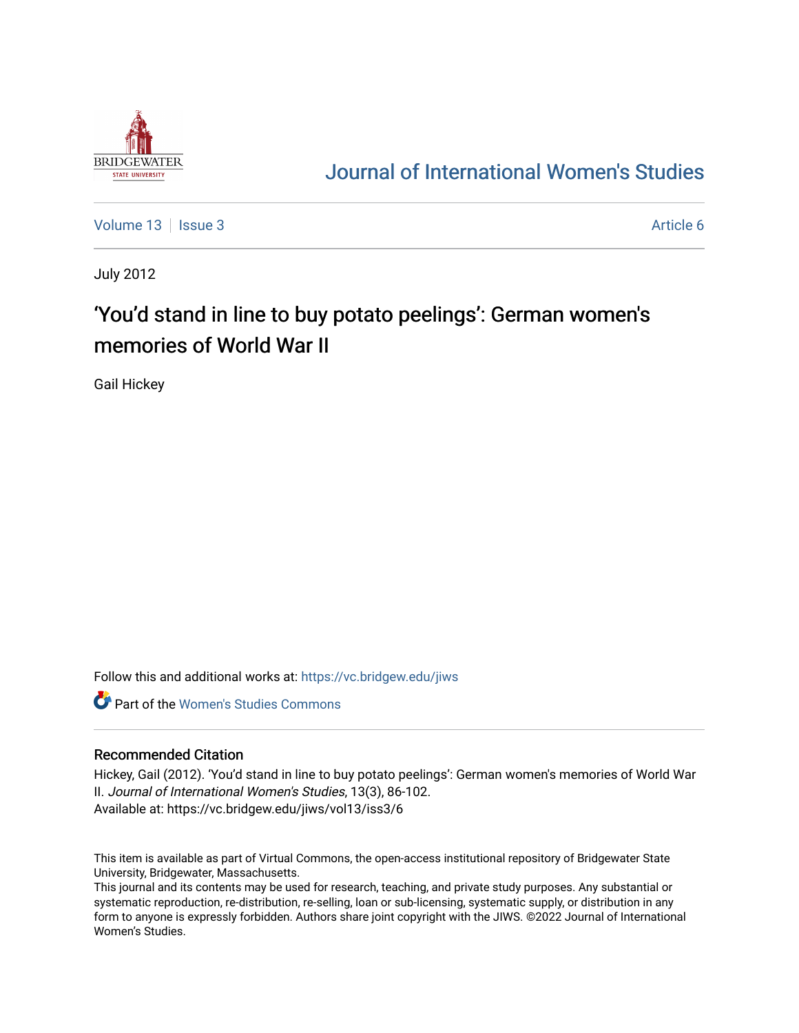Journal of International Women's Studies

Volume 13 | Issue 3 | Article 6

July 2012

# 'You'd stand in line to buy potato peelings': German women's memories of World War II

Gail Hickey

Follow this and additional works at: https://vc.bridgew.edu/jiws

Part of the Women's Studies Commons

## Recommended Citation

Hickey, Gail (2012). 'You'd stand in line to buy potato peelings': German women's memories of World War II. *Journal of International Women's Studies*, 13(3), 86-102.
Available at: https://vc.bridgew.edu/jiws/vol13/iss3/6

This item is available as part of Virtual Commons, the open-access institutional repository of Bridgewater State University, Bridgewater, Massachusetts.
This journal and its contents may be used for research, teaching, and private study purposes. Any substantial or systematic reproduction, re-distribution, re-selling, loan or sub-licensing, systematic supply, or distribution in any form to anyone is expressly forbidden. Authors share joint copyright with the JIWS. ©2022 Journal of International Women's Studies.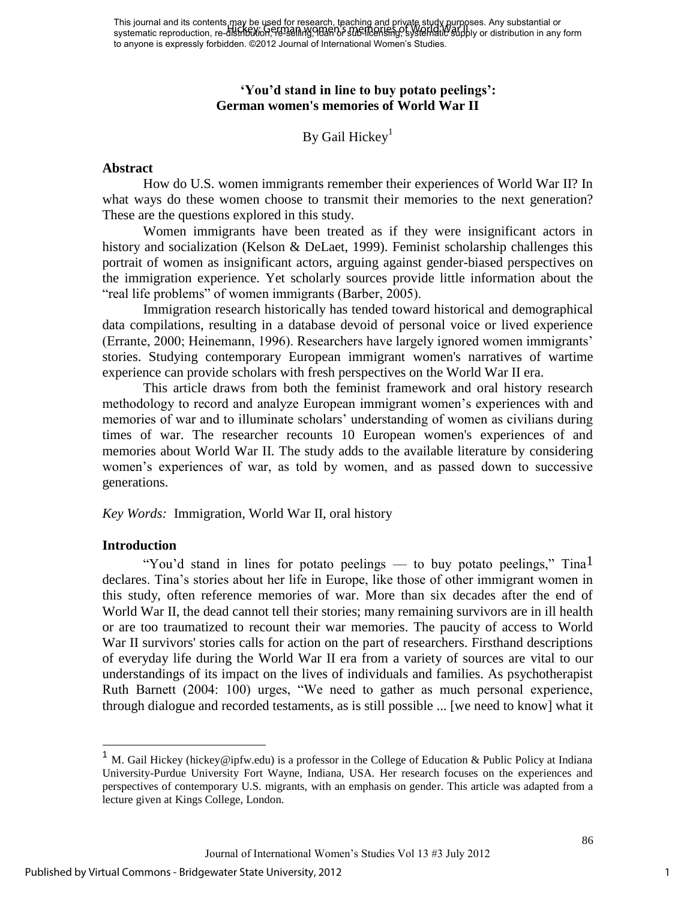## 'You'd stand in line to buy potato peelings': German women's memories of World War II

By Gail Hickey[1]

### Abstract

How do U.S. women immigrants remember their experiences of World War II? In what ways do these women choose to transmit their memories to the next generation? These are the questions explored in this study.

Women immigrants have been treated as if they were insignificant actors in history and socialization (Kelson & DeLaet, 1999). Feminist scholarship challenges this portrait of women as insignificant actors, arguing against gender-biased perspectives on the immigration experience. Yet scholarly sources provide little information about the "real life problems" of women immigrants (Barber, 2005).

Immigration research historically has tended toward historical and demographical data compilations, resulting in a database devoid of personal voice or lived experience (Errante, 2000; Heinemann, 1996). Researchers have largely ignored women immigrants' stories. Studying contemporary European immigrant women's narratives of wartime experience can provide scholars with fresh perspectives on the World War II era.

This article draws from both the feminist framework and oral history research methodology to record and analyze European immigrant women's experiences with and memories of war and to illuminate scholars' understanding of women as civilians during times of war. The researcher recounts 10 European women's experiences of and memories about World War II. The study adds to the available literature by considering women's experiences of war, as told by women, and as passed down to successive generations.

*Key Words:* Immigration, World War II, oral history

### Introduction

"You'd stand in lines for potato peelings — to buy potato peelings," Tina[1] declares. Tina's stories about her life in Europe, like those of other immigrant women in this study, often reference memories of war. More than six decades after the end of World War II, the dead cannot tell their stories; many remaining survivors are in ill health or are too traumatized to recount their war memories. The paucity of access to World War II survivors' stories calls for action on the part of researchers. Firsthand descriptions of everyday life during the World War II era from a variety of sources are vital to our understandings of its impact on the lives of individuals and families. As psychotherapist Ruth Barnett (2004: 100) urges, "We need to gather as much personal experience, through dialogue and recorded testaments, as is still possible ... [we need to know] what it

---

[1] M. Gail Hickey (hickey@ipfw.edu) is a professor in the College of Education & Public Policy at Indiana University-Purdue University Fort Wayne, Indiana, USA. Her research focuses on the experiences and perspectives of contemporary U.S. migrants, with an emphasis on gender. This article was adapted from a lecture given at Kings College, London.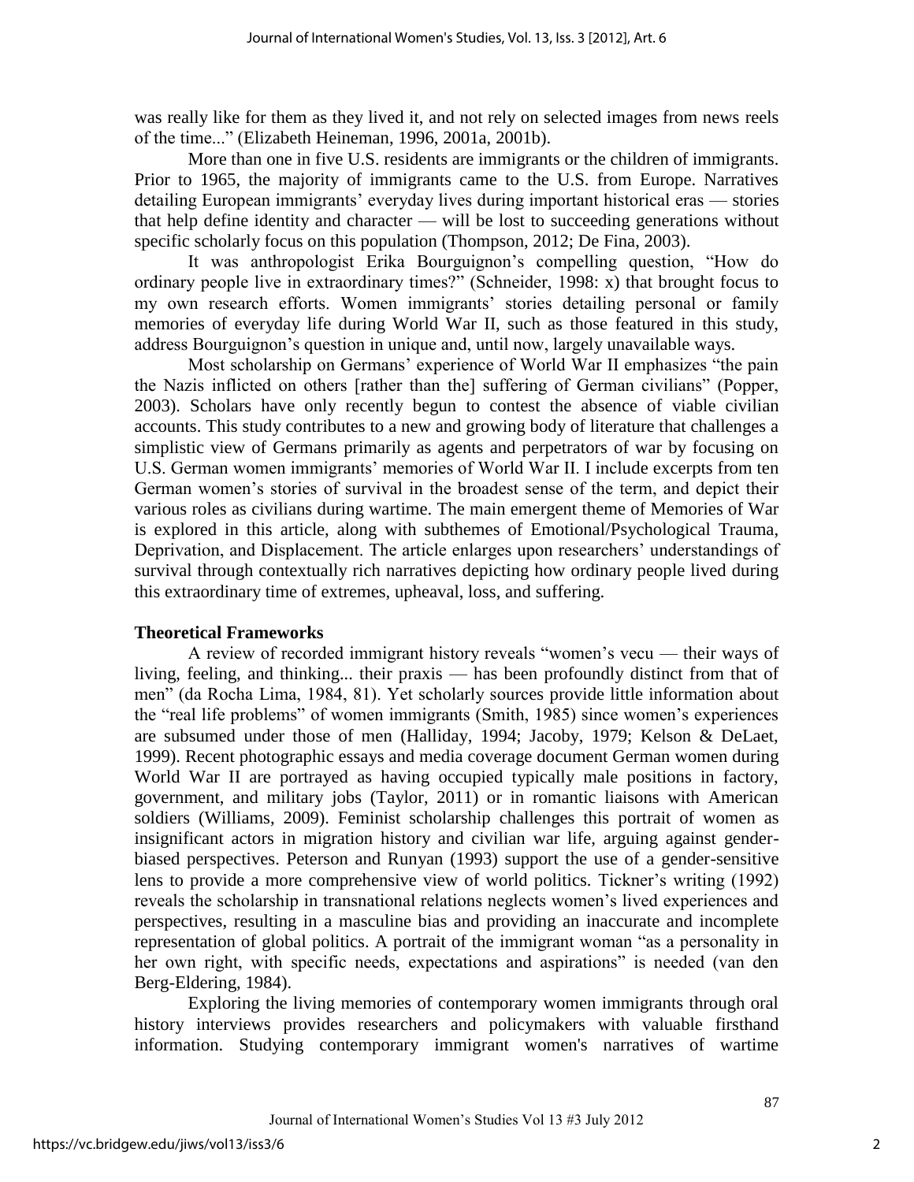was really like for them as they lived it, and not rely on selected images from news reels of the time..." (Elizabeth Heineman, 1996, 2001a, 2001b).

More than one in five U.S. residents are immigrants or the children of immigrants. Prior to 1965, the majority of immigrants came to the U.S. from Europe. Narratives detailing European immigrants' everyday lives during important historical eras — stories that help define identity and character — will be lost to succeeding generations without specific scholarly focus on this population (Thompson, 2012; De Fina, 2003).

It was anthropologist Erika Bourguignon's compelling question, "How do ordinary people live in extraordinary times?" (Schneider, 1998: x) that brought focus to my own research efforts. Women immigrants' stories detailing personal or family memories of everyday life during World War II, such as those featured in this study, address Bourguignon's question in unique and, until now, largely unavailable ways.

Most scholarship on Germans' experience of World War II emphasizes "the pain the Nazis inflicted on others [rather than the] suffering of German civilians" (Popper, 2003). Scholars have only recently begun to contest the absence of viable civilian accounts. This study contributes to a new and growing body of literature that challenges a simplistic view of Germans primarily as agents and perpetrators of war by focusing on U.S. German women immigrants' memories of World War II. I include excerpts from ten German women's stories of survival in the broadest sense of the term, and depict their various roles as civilians during wartime. The main emergent theme of Memories of War is explored in this article, along with subthemes of Emotional/Psychological Trauma, Deprivation, and Displacement. The article enlarges upon researchers' understandings of survival through contextually rich narratives depicting how ordinary people lived during this extraordinary time of extremes, upheaval, loss, and suffering.

## Theoretical Frameworks

A review of recorded immigrant history reveals "women's vecu — their ways of living, feeling, and thinking... their praxis — has been profoundly distinct from that of men" (da Rocha Lima, 1984, 81). Yet scholarly sources provide little information about the "real life problems" of women immigrants (Smith, 1985) since women's experiences are subsumed under those of men (Halliday, 1994; Jacoby, 1979; Kelson & DeLaet, 1999). Recent photographic essays and media coverage document German women during World War II are portrayed as having occupied typically male positions in factory, government, and military jobs (Taylor, 2011) or in romantic liaisons with American soldiers (Williams, 2009). Feminist scholarship challenges this portrait of women as insignificant actors in migration history and civilian war life, arguing against gender-biased perspectives. Peterson and Runyan (1993) support the use of a gender-sensitive lens to provide a more comprehensive view of world politics. Tickner's writing (1992) reveals the scholarship in transnational relations neglects women's lived experiences and perspectives, resulting in a masculine bias and providing an inaccurate and incomplete representation of global politics. A portrait of the immigrant woman "as a personality in her own right, with specific needs, expectations and aspirations" is needed (van den Berg-Eldering, 1984).

Exploring the living memories of contemporary women immigrants through oral history interviews provides researchers and policymakers with valuable firsthand information. Studying contemporary immigrant women's narratives of wartime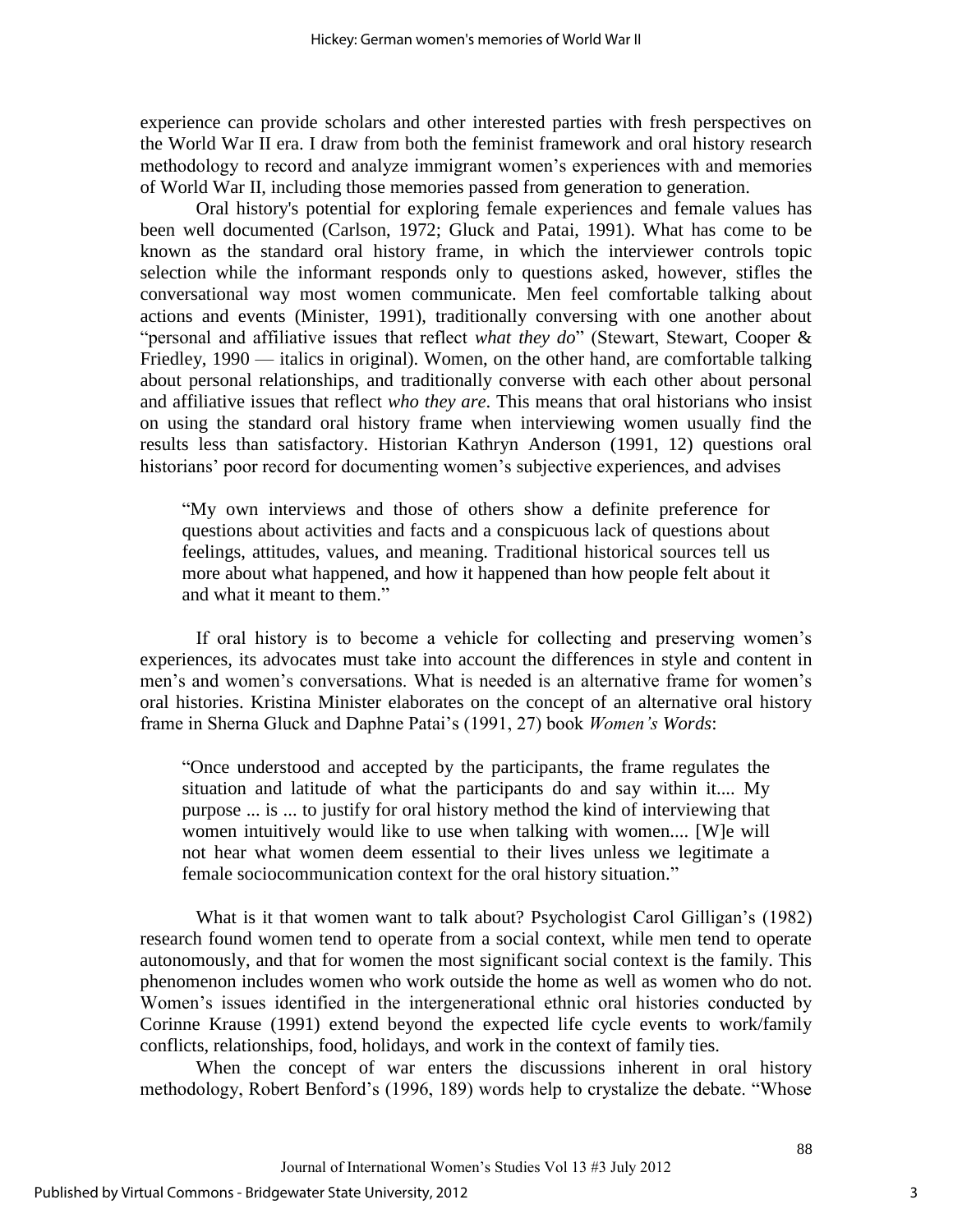experience can provide scholars and other interested parties with fresh perspectives on the World War II era. I draw from both the feminist framework and oral history research methodology to record and analyze immigrant women's experiences with and memories of World War II, including those memories passed from generation to generation.

Oral history's potential for exploring female experiences and female values has been well documented (Carlson, 1972; Gluck and Patai, 1991). What has come to be known as the standard oral history frame, in which the interviewer controls topic selection while the informant responds only to questions asked, however, stifles the conversational way most women communicate. Men feel comfortable talking about actions and events (Minister, 1991), traditionally conversing with one another about "personal and affiliative issues that reflect *what they do*" (Stewart, Stewart, Cooper & Friedley, 1990 — italics in original). Women, on the other hand, are comfortable talking about personal relationships, and traditionally converse with each other about personal and affiliative issues that reflect *who they are*. This means that oral historians who insist on using the standard oral history frame when interviewing women usually find the results less than satisfactory. Historian Kathryn Anderson (1991, 12) questions oral historians' poor record for documenting women's subjective experiences, and advises

> "My own interviews and those of others show a definite preference for questions about activities and facts and a conspicuous lack of questions about feelings, attitudes, values, and meaning. Traditional historical sources tell us more about what happened, and how it happened than how people felt about it and what it meant to them."

If oral history is to become a vehicle for collecting and preserving women's experiences, its advocates must take into account the differences in style and content in men's and women's conversations. What is needed is an alternative frame for women's oral histories. Kristina Minister elaborates on the concept of an alternative oral history frame in Sherna Gluck and Daphne Patai's (1991, 27) book *Women's Words*:

> "Once understood and accepted by the participants, the frame regulates the situation and latitude of what the participants do and say within it.... My purpose ... is ... to justify for oral history method the kind of interviewing that women intuitively would like to use when talking with women.... [W]e will not hear what women deem essential to their lives unless we legitimate a female sociocommunication context for the oral history situation."

What is it that women want to talk about? Psychologist Carol Gilligan's (1982) research found women tend to operate from a social context, while men tend to operate autonomously, and that for women the most significant social context is the family. This phenomenon includes women who work outside the home as well as women who do not. Women's issues identified in the intergenerational ethnic oral histories conducted by Corinne Krause (1991) extend beyond the expected life cycle events to work/family conflicts, relationships, food, holidays, and work in the context of family ties.

When the concept of war enters the discussions inherent in oral history methodology, Robert Benford's (1996, 189) words help to crystalize the debate. "Whose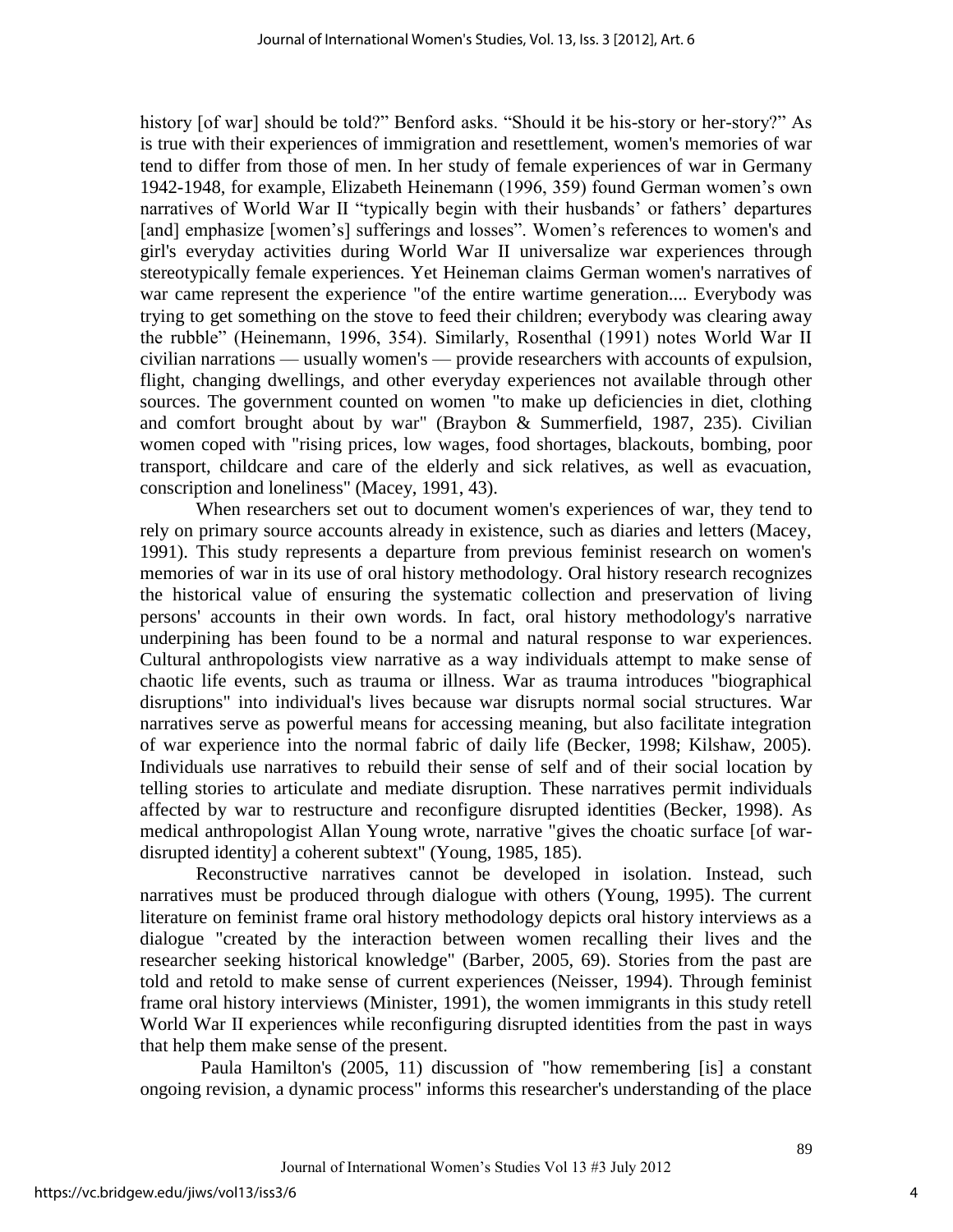history [of war] should be told?" Benford asks. "Should it be his-story or her-story?" As is true with their experiences of immigration and resettlement, women's memories of war tend to differ from those of men. In her study of female experiences of war in Germany 1942-1948, for example, Elizabeth Heinemann (1996, 359) found German women's own narratives of World War II "typically begin with their husbands' or fathers' departures [and] emphasize [women's] sufferings and losses". Women's references to women's and girl's everyday activities during World War II universalize war experiences through stereotypically female experiences. Yet Heineman claims German women's narratives of war came represent the experience "of the entire wartime generation.... Everybody was trying to get something on the stove to feed their children; everybody was clearing away the rubble" (Heinemann, 1996, 354). Similarly, Rosenthal (1991) notes World War II civilian narrations — usually women's — provide researchers with accounts of expulsion, flight, changing dwellings, and other everyday experiences not available through other sources. The government counted on women "to make up deficiencies in diet, clothing and comfort brought about by war" (Braybon & Summerfield, 1987, 235). Civilian women coped with "rising prices, low wages, food shortages, blackouts, bombing, poor transport, childcare and care of the elderly and sick relatives, as well as evacuation, conscription and loneliness" (Macey, 1991, 43).

When researchers set out to document women's experiences of war, they tend to rely on primary source accounts already in existence, such as diaries and letters (Macey, 1991). This study represents a departure from previous feminist research on women's memories of war in its use of oral history methodology. Oral history research recognizes the historical value of ensuring the systematic collection and preservation of living persons' accounts in their own words. In fact, oral history methodology's narrative underpining has been found to be a normal and natural response to war experiences. Cultural anthropologists view narrative as a way individuals attempt to make sense of chaotic life events, such as trauma or illness. War as trauma introduces "biographical disruptions" into individual's lives because war disrupts normal social structures. War narratives serve as powerful means for accessing meaning, but also facilitate integration of war experience into the normal fabric of daily life (Becker, 1998; Kilshaw, 2005). Individuals use narratives to rebuild their sense of self and of their social location by telling stories to articulate and mediate disruption. These narratives permit individuals affected by war to restructure and reconfigure disrupted identities (Becker, 1998). As medical anthropologist Allan Young wrote, narrative "gives the choatic surface [of war-disrupted identity] a coherent subtext" (Young, 1985, 185).

Reconstructive narratives cannot be developed in isolation. Instead, such narratives must be produced through dialogue with others (Young, 1995). The current literature on feminist frame oral history methodology depicts oral history interviews as a dialogue "created by the interaction between women recalling their lives and the researcher seeking historical knowledge" (Barber, 2005, 69). Stories from the past are told and retold to make sense of current experiences (Neisser, 1994). Through feminist frame oral history interviews (Minister, 1991), the women immigrants in this study retell World War II experiences while reconfiguring disrupted identities from the past in ways that help them make sense of the present.

Paula Hamilton's (2005, 11) discussion of "how remembering [is] a constant ongoing revision, a dynamic process" informs this researcher's understanding of the place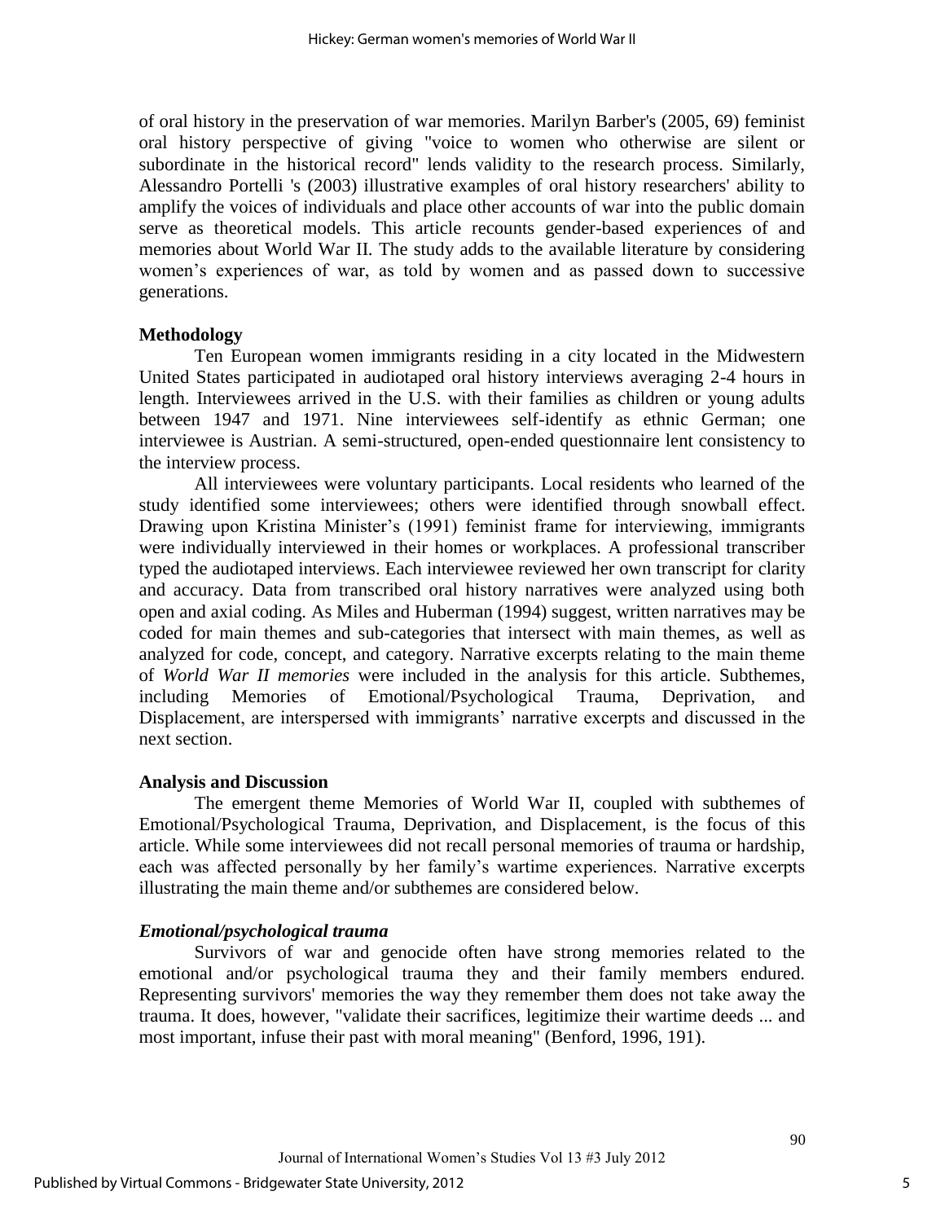of oral history in the preservation of war memories. Marilyn Barber's (2005, 69) feminist oral history perspective of giving "voice to women who otherwise are silent or subordinate in the historical record" lends validity to the research process. Similarly, Alessandro Portelli 's (2003) illustrative examples of oral history researchers' ability to amplify the voices of individuals and place other accounts of war into the public domain serve as theoretical models. This article recounts gender-based experiences of and memories about World War II. The study adds to the available literature by considering women's experiences of war, as told by women and as passed down to successive generations.

**Methodology**

Ten European women immigrants residing in a city located in the Midwestern United States participated in audiotaped oral history interviews averaging 2-4 hours in length. Interviewees arrived in the U.S. with their families as children or young adults between 1947 and 1971. Nine interviewees self-identify as ethnic German; one interviewee is Austrian. A semi-structured, open-ended questionnaire lent consistency to the interview process.

All interviewees were voluntary participants. Local residents who learned of the study identified some interviewees; others were identified through snowball effect. Drawing upon Kristina Minister's (1991) feminist frame for interviewing, immigrants were individually interviewed in their homes or workplaces. A professional transcriber typed the audiotaped interviews. Each interviewee reviewed her own transcript for clarity and accuracy. Data from transcribed oral history narratives were analyzed using both open and axial coding. As Miles and Huberman (1994) suggest, written narratives may be coded for main themes and sub-categories that intersect with main themes, as well as analyzed for code, concept, and category. Narrative excerpts relating to the main theme of *World War II memories* were included in the analysis for this article. Subthemes, including Memories of Emotional/Psychological Trauma, Deprivation, and Displacement, are interspersed with immigrants' narrative excerpts and discussed in the next section.

**Analysis and Discussion**

The emergent theme Memories of World War II, coupled with subthemes of Emotional/Psychological Trauma, Deprivation, and Displacement, is the focus of this article. While some interviewees did not recall personal memories of trauma or hardship, each was affected personally by her family's wartime experiences. Narrative excerpts illustrating the main theme and/or subthemes are considered below.

***Emotional/psychological trauma***

Survivors of war and genocide often have strong memories related to the emotional and/or psychological trauma they and their family members endured. Representing survivors' memories the way they remember them does not take away the trauma. It does, however, "validate their sacrifices, legitimize their wartime deeds ... and most important, infuse their past with moral meaning" (Benford, 1996, 191).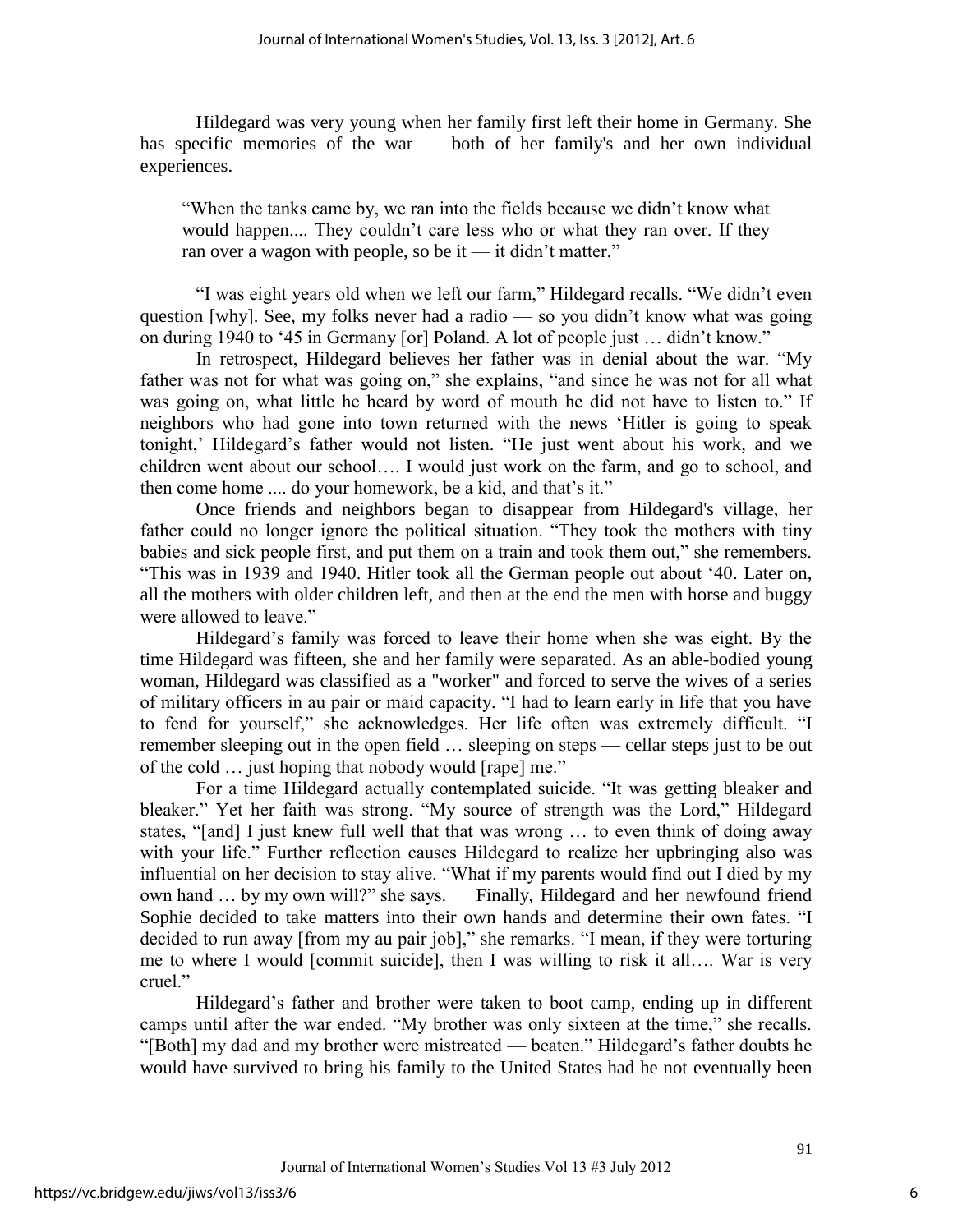Hildegard was very young when her family first left their home in Germany. She has specific memories of the war — both of her family's and her own individual experiences.

> "When the tanks came by, we ran into the fields because we didn't know what would happen.... They couldn't care less who or what they ran over. If they ran over a wagon with people, so be it — it didn't matter."

"I was eight years old when we left our farm," Hildegard recalls. "We didn't even question [why]. See, my folks never had a radio — so you didn't know what was going on during 1940 to '45 in Germany [or] Poland. A lot of people just … didn't know."

In retrospect, Hildegard believes her father was in denial about the war. "My father was not for what was going on," she explains, "and since he was not for all what was going on, what little he heard by word of mouth he did not have to listen to." If neighbors who had gone into town returned with the news 'Hitler is going to speak tonight,' Hildegard's father would not listen. "He just went about his work, and we children went about our school…. I would just work on the farm, and go to school, and then come home .... do your homework, be a kid, and that's it."

Once friends and neighbors began to disappear from Hildegard's village, her father could no longer ignore the political situation. "They took the mothers with tiny babies and sick people first, and put them on a train and took them out," she remembers. "This was in 1939 and 1940. Hitler took all the German people out about '40. Later on, all the mothers with older children left, and then at the end the men with horse and buggy were allowed to leave."

Hildegard's family was forced to leave their home when she was eight. By the time Hildegard was fifteen, she and her family were separated. As an able-bodied young woman, Hildegard was classified as a "worker" and forced to serve the wives of a series of military officers in au pair or maid capacity. "I had to learn early in life that you have to fend for yourself," she acknowledges. Her life often was extremely difficult. "I remember sleeping out in the open field … sleeping on steps — cellar steps just to be out of the cold … just hoping that nobody would [rape] me."

For a time Hildegard actually contemplated suicide. "It was getting bleaker and bleaker." Yet her faith was strong. "My source of strength was the Lord," Hildegard states, "[and] I just knew full well that that was wrong … to even think of doing away with your life." Further reflection causes Hildegard to realize her upbringing also was influential on her decision to stay alive. "What if my parents would find out I died by my own hand … by my own will?" she says. Finally, Hildegard and her newfound friend Sophie decided to take matters into their own hands and determine their own fates. "I decided to run away [from my au pair job]," she remarks. "I mean, if they were torturing me to where I would [commit suicide], then I was willing to risk it all…. War is very cruel."

Hildegard's father and brother were taken to boot camp, ending up in different camps until after the war ended. "My brother was only sixteen at the time," she recalls. "[Both] my dad and my brother were mistreated — beaten." Hildegard's father doubts he would have survived to bring his family to the United States had he not eventually been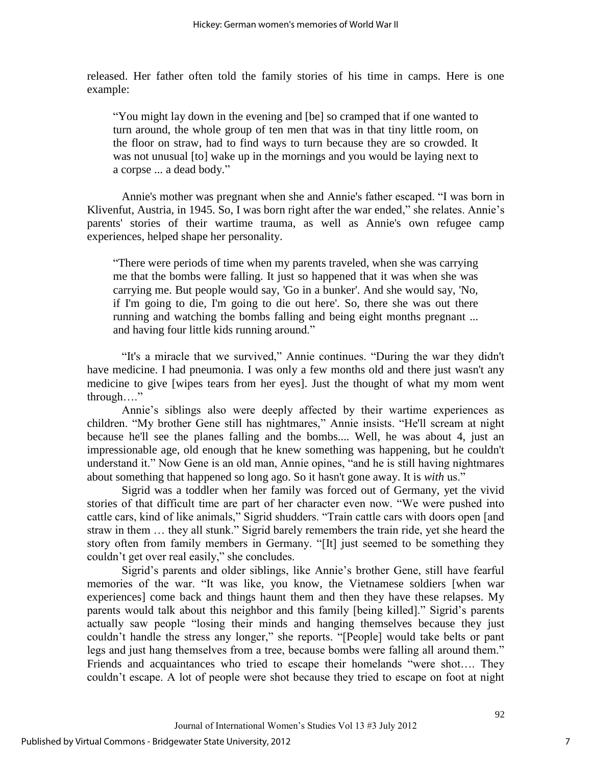released. Her father often told the family stories of his time in camps. Here is one example:

> "You might lay down in the evening and [be] so cramped that if one wanted to turn around, the whole group of ten men that was in that tiny little room, on the floor on straw, had to find ways to turn because they are so crowded. It was not unusual [to] wake up in the mornings and you would be laying next to a corpse ... a dead body."

Annie's mother was pregnant when she and Annie's father escaped. "I was born in Klivenfut, Austria, in 1945. So, I was born right after the war ended," she relates. Annie's parents' stories of their wartime trauma, as well as Annie's own refugee camp experiences, helped shape her personality.

> "There were periods of time when my parents traveled, when she was carrying me that the bombs were falling. It just so happened that it was when she was carrying me. But people would say, 'Go in a bunker'. And she would say, 'No, if I'm going to die, I'm going to die out here'. So, there she was out there running and watching the bombs falling and being eight months pregnant ... and having four little kids running around."

"It's a miracle that we survived," Annie continues. "During the war they didn't have medicine. I had pneumonia. I was only a few months old and there just wasn't any medicine to give [wipes tears from her eyes]. Just the thought of what my mom went through…."

Annie's siblings also were deeply affected by their wartime experiences as children. "My brother Gene still has nightmares," Annie insists. "He'll scream at night because he'll see the planes falling and the bombs.... Well, he was about 4, just an impressionable age, old enough that he knew something was happening, but he couldn't understand it." Now Gene is an old man, Annie opines, "and he is still having nightmares about something that happened so long ago. So it hasn't gone away. It is *with* us."

Sigrid was a toddler when her family was forced out of Germany, yet the vivid stories of that difficult time are part of her character even now. "We were pushed into cattle cars, kind of like animals," Sigrid shudders. "Train cattle cars with doors open [and straw in them … they all stunk." Sigrid barely remembers the train ride, yet she heard the story often from family members in Germany. "[It] just seemed to be something they couldn't get over real easily," she concludes.

Sigrid's parents and older siblings, like Annie's brother Gene, still have fearful memories of the war. "It was like, you know, the Vietnamese soldiers [when war experiences] come back and things haunt them and then they have these relapses. My parents would talk about this neighbor and this family [being killed]." Sigrid's parents actually saw people "losing their minds and hanging themselves because they just couldn't handle the stress any longer," she reports. "[People] would take belts or pant legs and just hang themselves from a tree, because bombs were falling all around them." Friends and acquaintances who tried to escape their homelands "were shot…. They couldn't escape. A lot of people were shot because they tried to escape on foot at night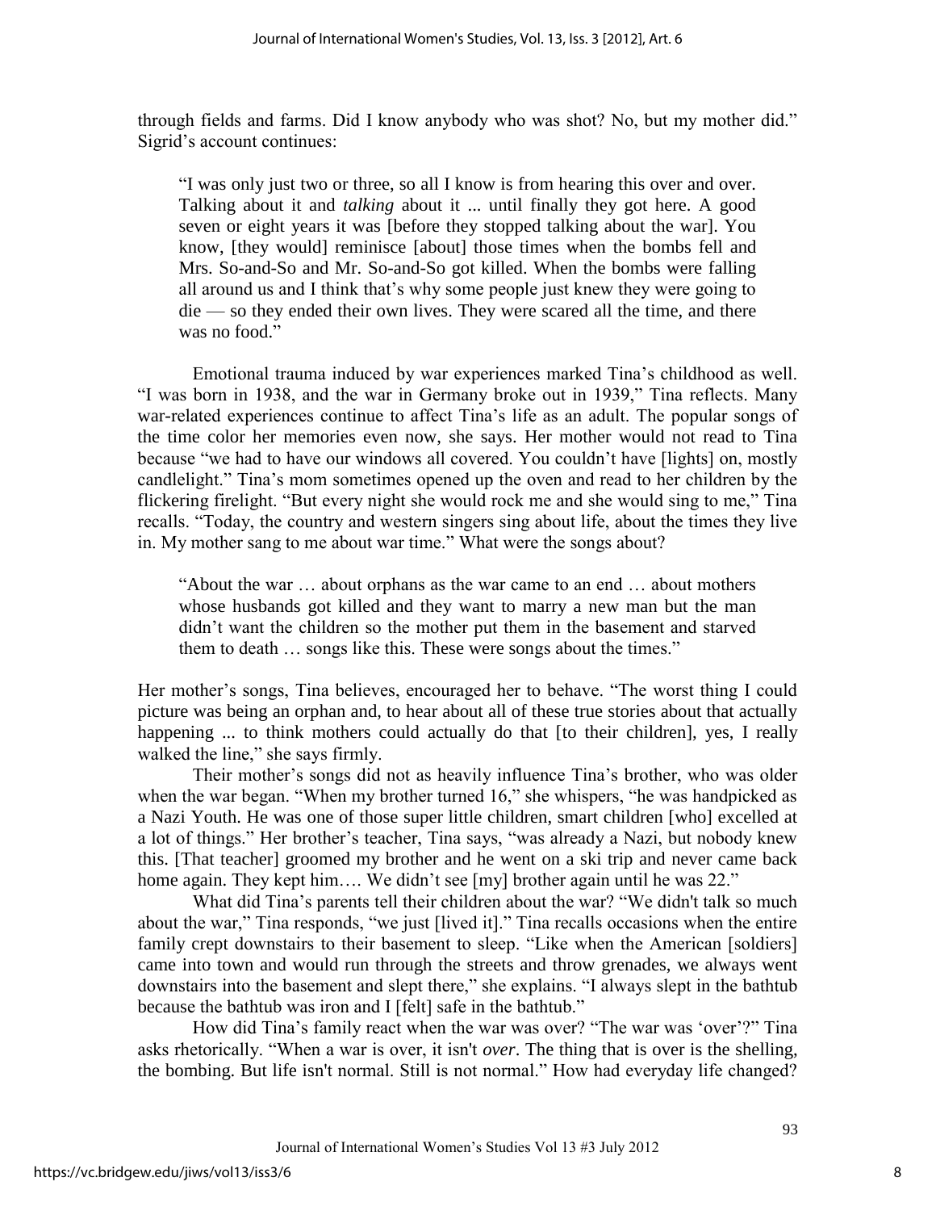through fields and farms. Did I know anybody who was shot? No, but my mother did." Sigrid's account continues:

> "I was only just two or three, so all I know is from hearing this over and over. Talking about it and *talking* about it ... until finally they got here. A good seven or eight years it was [before they stopped talking about the war]. You know, [they would] reminisce [about] those times when the bombs fell and Mrs. So-and-So and Mr. So-and-So got killed. When the bombs were falling all around us and I think that's why some people just knew they were going to die — so they ended their own lives. They were scared all the time, and there was no food."

Emotional trauma induced by war experiences marked Tina's childhood as well. "I was born in 1938, and the war in Germany broke out in 1939," Tina reflects. Many war-related experiences continue to affect Tina's life as an adult. The popular songs of the time color her memories even now, she says. Her mother would not read to Tina because "we had to have our windows all covered. You couldn't have [lights] on, mostly candlelight." Tina's mom sometimes opened up the oven and read to her children by the flickering firelight. "But every night she would rock me and she would sing to me," Tina recalls. "Today, the country and western singers sing about life, about the times they live in. My mother sang to me about war time." What were the songs about?

> "About the war … about orphans as the war came to an end … about mothers whose husbands got killed and they want to marry a new man but the man didn't want the children so the mother put them in the basement and starved them to death … songs like this. These were songs about the times."

Her mother's songs, Tina believes, encouraged her to behave. "The worst thing I could picture was being an orphan and, to hear about all of these true stories about that actually happening ... to think mothers could actually do that [to their children], yes, I really walked the line," she says firmly.

Their mother's songs did not as heavily influence Tina's brother, who was older when the war began. "When my brother turned 16," she whispers, "he was handpicked as a Nazi Youth. He was one of those super little children, smart children [who] excelled at a lot of things." Her brother's teacher, Tina says, "was already a Nazi, but nobody knew this. [That teacher] groomed my brother and he went on a ski trip and never came back home again. They kept him…. We didn't see [my] brother again until he was 22."

What did Tina's parents tell their children about the war? "We didn't talk so much about the war," Tina responds, "we just [lived it]." Tina recalls occasions when the entire family crept downstairs to their basement to sleep. "Like when the American [soldiers] came into town and would run through the streets and throw grenades, we always went downstairs into the basement and slept there," she explains. "I always slept in the bathtub because the bathtub was iron and I [felt] safe in the bathtub."

How did Tina's family react when the war was over? "The war was 'over'?" Tina asks rhetorically. "When a war is over, it isn't *over*. The thing that is over is the shelling, the bombing. But life isn't normal. Still is not normal." How had everyday life changed?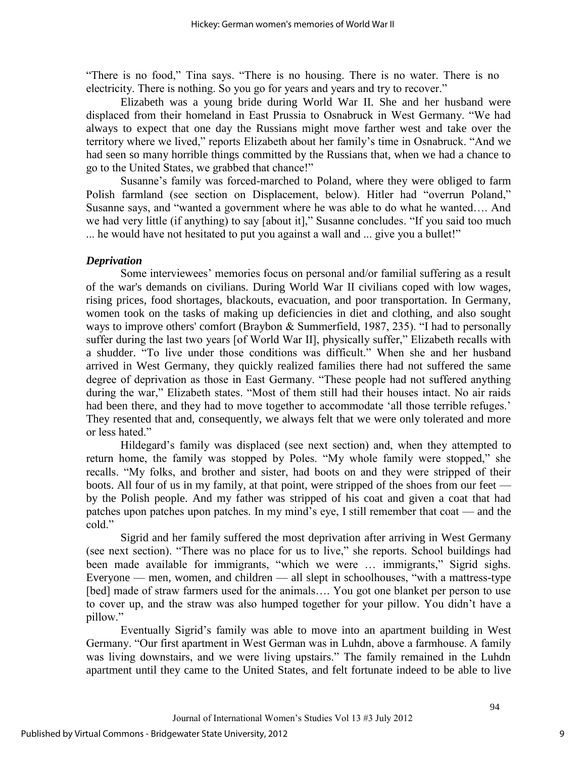"There is no food," Tina says. "There is no housing. There is no water. There is no electricity. There is nothing. So you go for years and years and try to recover."

Elizabeth was a young bride during World War II. She and her husband were displaced from their homeland in East Prussia to Osnabruck in West Germany. "We had always to expect that one day the Russians might move farther west and take over the territory where we lived," reports Elizabeth about her family's time in Osnabruck. "And we had seen so many horrible things committed by the Russians that, when we had a chance to go to the United States, we grabbed that chance!"

Susanne's family was forced-marched to Poland, where they were obliged to farm Polish farmland (see section on Displacement, below). Hitler had "overrun Poland," Susanne says, and "wanted a government where he was able to do what he wanted…. And we had very little (if anything) to say [about it]," Susanne concludes. "If you said too much ... he would have not hesitated to put you against a wall and ... give you a bullet!"

### *Deprivation*

Some interviewees' memories focus on personal and/or familial suffering as a result of the war's demands on civilians. During World War II civilians coped with low wages, rising prices, food shortages, blackouts, evacuation, and poor transportation. In Germany, women took on the tasks of making up deficiencies in diet and clothing, and also sought ways to improve others' comfort (Braybon & Summerfield, 1987, 235). "I had to personally suffer during the last two years [of World War II], physically suffer," Elizabeth recalls with a shudder. "To live under those conditions was difficult." When she and her husband arrived in West Germany, they quickly realized families there had not suffered the same degree of deprivation as those in East Germany. "These people had not suffered anything during the war," Elizabeth states. "Most of them still had their houses intact. No air raids had been there, and they had to move together to accommodate 'all those terrible refuges.' They resented that and, consequently, we always felt that we were only tolerated and more or less hated."

Hildegard's family was displaced (see next section) and, when they attempted to return home, the family was stopped by Poles. "My whole family were stopped," she recalls. "My folks, and brother and sister, had boots on and they were stripped of their boots. All four of us in my family, at that point, were stripped of the shoes from our feet — by the Polish people. And my father was stripped of his coat and given a coat that had patches upon patches upon patches. In my mind's eye, I still remember that coat — and the cold."

Sigrid and her family suffered the most deprivation after arriving in West Germany (see next section). "There was no place for us to live," she reports. School buildings had been made available for immigrants, "which we were … immigrants," Sigrid sighs. Everyone — men, women, and children — all slept in schoolhouses, "with a mattress-type [bed] made of straw farmers used for the animals…. You got one blanket per person to use to cover up, and the straw was also humped together for your pillow. You didn't have a pillow."

Eventually Sigrid's family was able to move into an apartment building in West Germany. "Our first apartment in West German was in Luhdn, above a farmhouse. A family was living downstairs, and we were living upstairs." The family remained in the Luhdn apartment until they came to the United States, and felt fortunate indeed to be able to live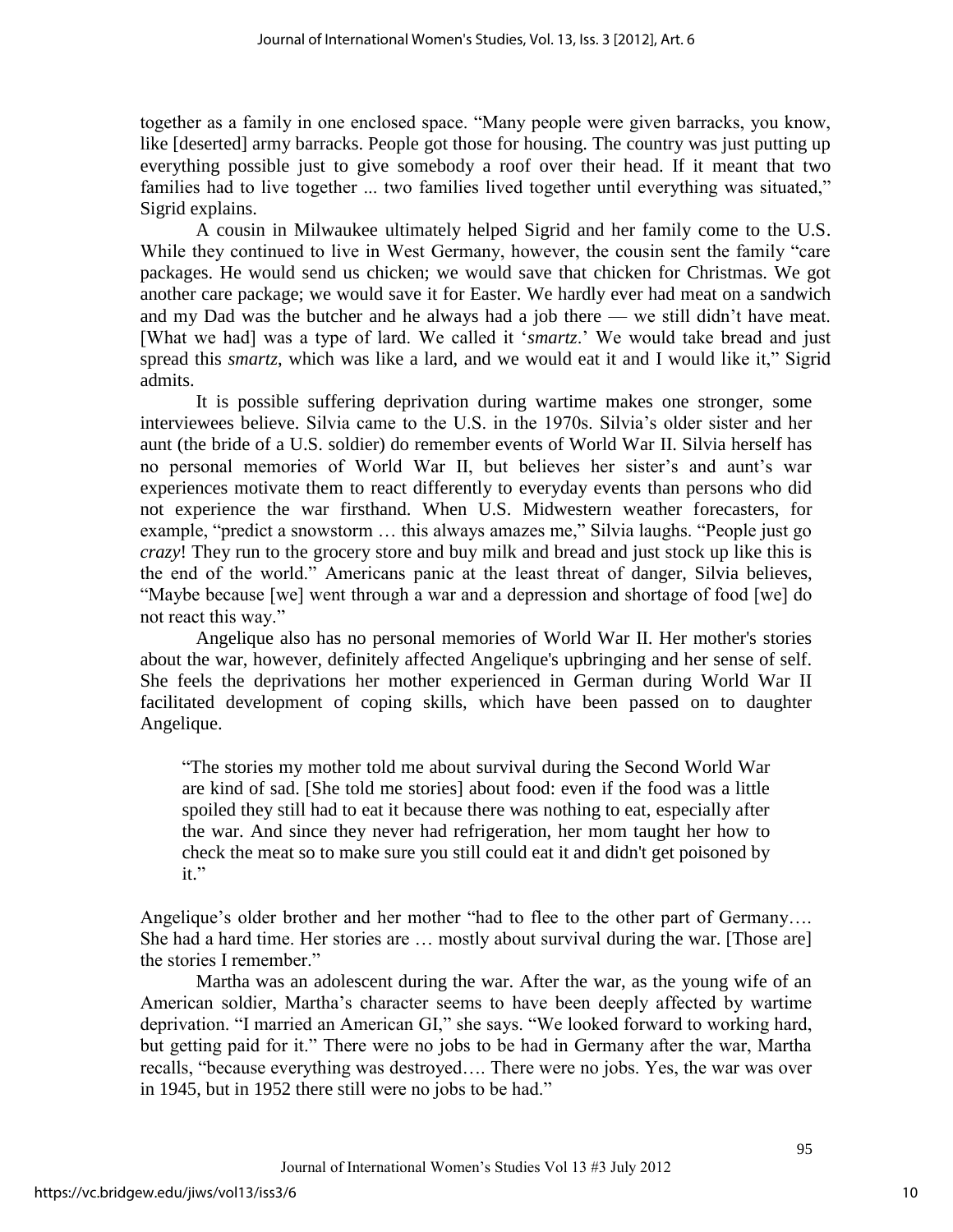together as a family in one enclosed space. "Many people were given barracks, you know, like [deserted] army barracks. People got those for housing. The country was just putting up everything possible just to give somebody a roof over their head. If it meant that two families had to live together ... two families lived together until everything was situated," Sigrid explains.

A cousin in Milwaukee ultimately helped Sigrid and her family come to the U.S. While they continued to live in West Germany, however, the cousin sent the family "care packages. He would send us chicken; we would save that chicken for Christmas. We got another care package; we would save it for Easter. We hardly ever had meat on a sandwich and my Dad was the butcher and he always had a job there — we still didn't have meat. [What we had] was a type of lard. We called it '*smartz*.' We would take bread and just spread this *smartz*, which was like a lard, and we would eat it and I would like it," Sigrid admits.

It is possible suffering deprivation during wartime makes one stronger, some interviewees believe. Silvia came to the U.S. in the 1970s. Silvia's older sister and her aunt (the bride of a U.S. soldier) do remember events of World War II. Silvia herself has no personal memories of World War II, but believes her sister's and aunt's war experiences motivate them to react differently to everyday events than persons who did not experience the war firsthand. When U.S. Midwestern weather forecasters, for example, "predict a snowstorm … this always amazes me," Silvia laughs. "People just go *crazy*! They run to the grocery store and buy milk and bread and just stock up like this is the end of the world." Americans panic at the least threat of danger, Silvia believes, "Maybe because [we] went through a war and a depression and shortage of food [we] do not react this way."

Angelique also has no personal memories of World War II. Her mother's stories about the war, however, definitely affected Angelique's upbringing and her sense of self. She feels the deprivations her mother experienced in German during World War II facilitated development of coping skills, which have been passed on to daughter Angelique.

> "The stories my mother told me about survival during the Second World War are kind of sad. [She told me stories] about food: even if the food was a little spoiled they still had to eat it because there was nothing to eat, especially after the war. And since they never had refrigeration, her mom taught her how to check the meat so to make sure you still could eat it and didn't get poisoned by it."

Angelique's older brother and her mother "had to flee to the other part of Germany…. She had a hard time. Her stories are … mostly about survival during the war. [Those are] the stories I remember."

Martha was an adolescent during the war. After the war, as the young wife of an American soldier, Martha's character seems to have been deeply affected by wartime deprivation. "I married an American GI," she says. "We looked forward to working hard, but getting paid for it." There were no jobs to be had in Germany after the war, Martha recalls, "because everything was destroyed…. There were no jobs. Yes, the war was over in 1945, but in 1952 there still were no jobs to be had."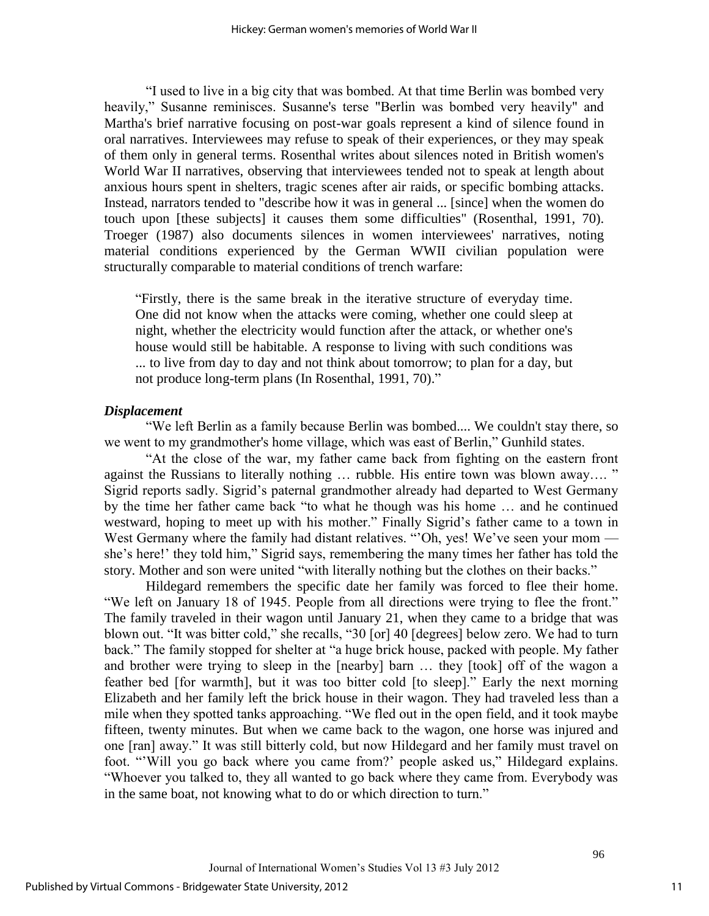"I used to live in a big city that was bombed. At that time Berlin was bombed very heavily," Susanne reminisces. Susanne's terse "Berlin was bombed very heavily" and Martha's brief narrative focusing on post-war goals represent a kind of silence found in oral narratives. Interviewees may refuse to speak of their experiences, or they may speak of them only in general terms. Rosenthal writes about silences noted in British women's World War II narratives, observing that interviewees tended not to speak at length about anxious hours spent in shelters, tragic scenes after air raids, or specific bombing attacks. Instead, narrators tended to "describe how it was in general ... [since] when the women do touch upon [these subjects] it causes them some difficulties" (Rosenthal, 1991, 70). Troeger (1987) also documents silences in women interviewees' narratives, noting material conditions experienced by the German WWII civilian population were structurally comparable to material conditions of trench warfare:

> "Firstly, there is the same break in the iterative structure of everyday time. One did not know when the attacks were coming, whether one could sleep at night, whether the electricity would function after the attack, or whether one's house would still be habitable. A response to living with such conditions was ... to live from day to day and not think about tomorrow; to plan for a day, but not produce long-term plans (In Rosenthal, 1991, 70)."

***Displacement***

"We left Berlin as a family because Berlin was bombed.... We couldn't stay there, so we went to my grandmother's home village, which was east of Berlin," Gunhild states.

"At the close of the war, my father came back from fighting on the eastern front against the Russians to literally nothing … rubble. His entire town was blown away…. " Sigrid reports sadly. Sigrid's paternal grandmother already had departed to West Germany by the time her father came back "to what he though was his home … and he continued westward, hoping to meet up with his mother." Finally Sigrid's father came to a town in West Germany where the family had distant relatives. "'Oh, yes! We've seen your mom — she's here!' they told him," Sigrid says, remembering the many times her father has told the story. Mother and son were united "with literally nothing but the clothes on their backs."

Hildegard remembers the specific date her family was forced to flee their home. "We left on January 18 of 1945. People from all directions were trying to flee the front." The family traveled in their wagon until January 21, when they came to a bridge that was blown out. "It was bitter cold," she recalls, "30 [or] 40 [degrees] below zero. We had to turn back." The family stopped for shelter at "a huge brick house, packed with people. My father and brother were trying to sleep in the [nearby] barn … they [took] off of the wagon a feather bed [for warmth], but it was too bitter cold [to sleep]." Early the next morning Elizabeth and her family left the brick house in their wagon. They had traveled less than a mile when they spotted tanks approaching. "We fled out in the open field, and it took maybe fifteen, twenty minutes. But when we came back to the wagon, one horse was injured and one [ran] away." It was still bitterly cold, but now Hildegard and her family must travel on foot. "'Will you go back where you came from?' people asked us," Hildegard explains. "Whoever you talked to, they all wanted to go back where they came from. Everybody was in the same boat, not knowing what to do or which direction to turn."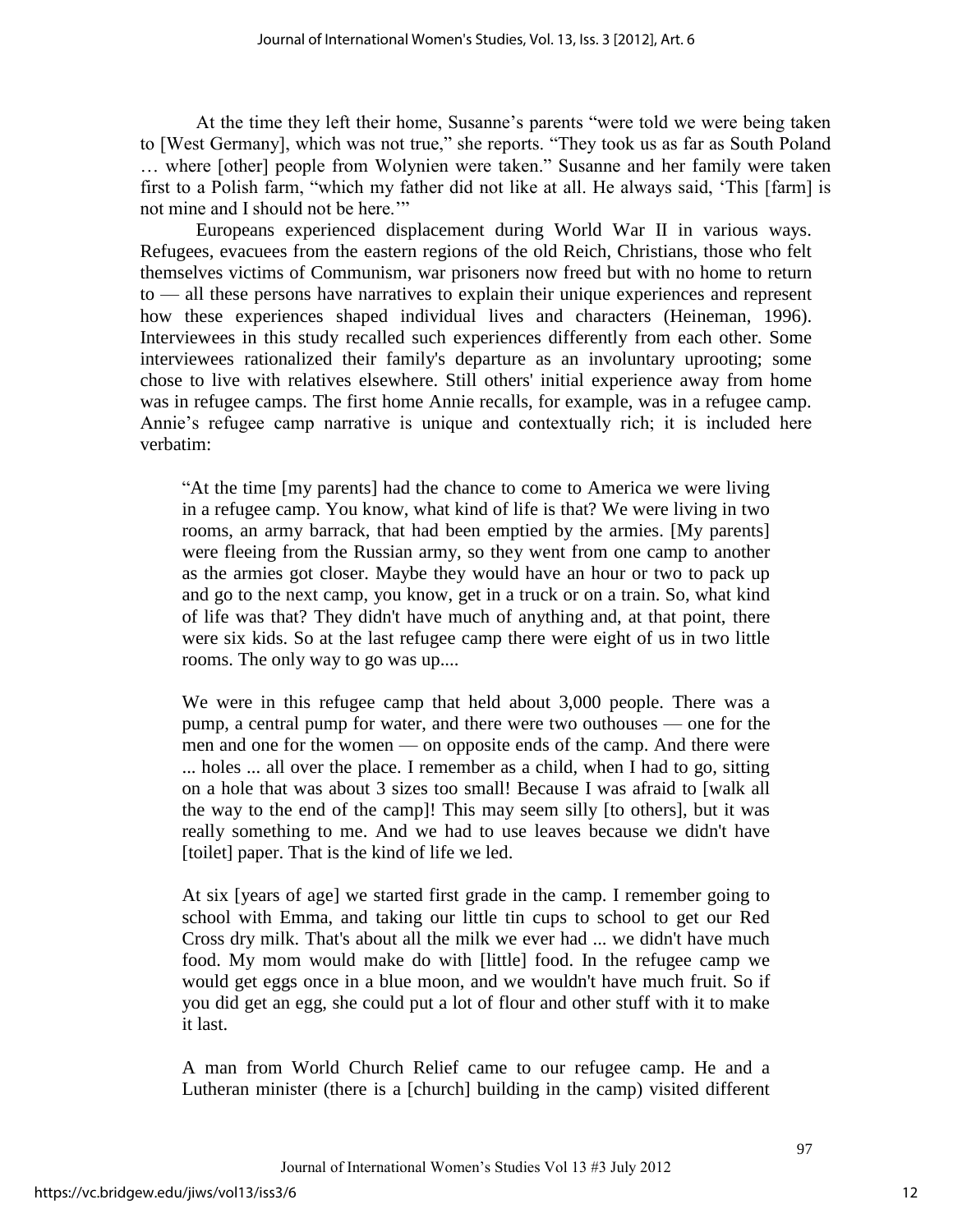At the time they left their home, Susanne's parents "were told we were being taken to [West Germany], which was not true," she reports. "They took us as far as South Poland … where [other] people from Wolynien were taken." Susanne and her family were taken first to a Polish farm, "which my father did not like at all. He always said, 'This [farm] is not mine and I should not be here.'"

Europeans experienced displacement during World War II in various ways. Refugees, evacuees from the eastern regions of the old Reich, Christians, those who felt themselves victims of Communism, war prisoners now freed but with no home to return to — all these persons have narratives to explain their unique experiences and represent how these experiences shaped individual lives and characters (Heineman, 1996). Interviewees in this study recalled such experiences differently from each other. Some interviewees rationalized their family's departure as an involuntary uprooting; some chose to live with relatives elsewhere. Still others' initial experience away from home was in refugee camps. The first home Annie recalls, for example, was in a refugee camp. Annie's refugee camp narrative is unique and contextually rich; it is included here verbatim:

> "At the time [my parents] had the chance to come to America we were living in a refugee camp. You know, what kind of life is that? We were living in two rooms, an army barrack, that had been emptied by the armies. [My parents] were fleeing from the Russian army, so they went from one camp to another as the armies got closer. Maybe they would have an hour or two to pack up and go to the next camp, you know, get in a truck or on a train. So, what kind of life was that? They didn't have much of anything and, at that point, there were six kids. So at the last refugee camp there were eight of us in two little rooms. The only way to go was up....
>
> We were in this refugee camp that held about 3,000 people. There was a pump, a central pump for water, and there were two outhouses — one for the men and one for the women — on opposite ends of the camp. And there were ... holes ... all over the place. I remember as a child, when I had to go, sitting on a hole that was about 3 sizes too small! Because I was afraid to [walk all the way to the end of the camp]! This may seem silly [to others], but it was really something to me. And we had to use leaves because we didn't have [toilet] paper. That is the kind of life we led.
>
> At six [years of age] we started first grade in the camp. I remember going to school with Emma, and taking our little tin cups to school to get our Red Cross dry milk. That's about all the milk we ever had ... we didn't have much food. My mom would make do with [little] food. In the refugee camp we would get eggs once in a blue moon, and we wouldn't have much fruit. So if you did get an egg, she could put a lot of flour and other stuff with it to make it last.
>
> A man from World Church Relief came to our refugee camp. He and a Lutheran minister (there is a [church] building in the camp) visited different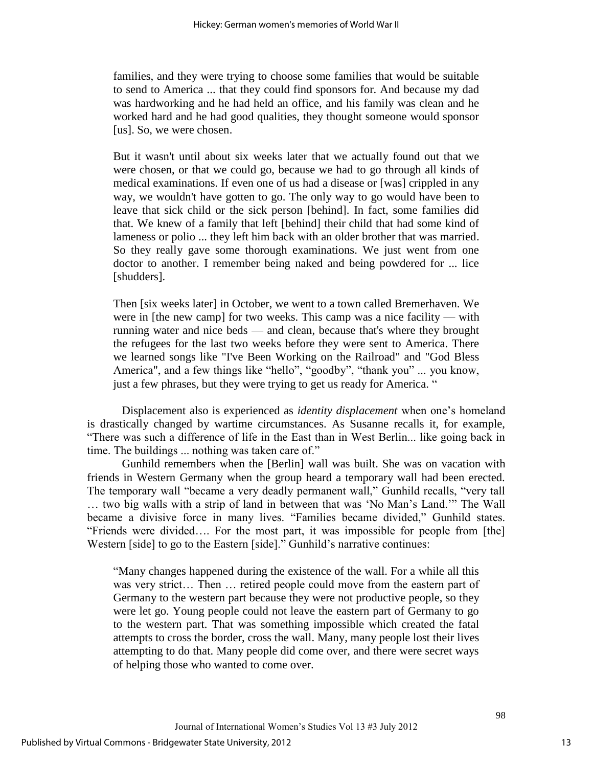families, and they were trying to choose some families that would be suitable to send to America ... that they could find sponsors for. And because my dad was hardworking and he had held an office, and his family was clean and he worked hard and he had good qualities, they thought someone would sponsor [us]. So, we were chosen.

> But it wasn't until about six weeks later that we actually found out that we were chosen, or that we could go, because we had to go through all kinds of medical examinations. If even one of us had a disease or [was] crippled in any way, we wouldn't have gotten to go. The only way to go would have been to leave that sick child or the sick person [behind]. In fact, some families did that. We knew of a family that left [behind] their child that had some kind of lameness or polio ... they left him back with an older brother that was married. So they really gave some thorough examinations. We just went from one doctor to another. I remember being naked and being powdered for ... lice [shudders].

> Then [six weeks later] in October, we went to a town called Bremerhaven. We were in [the new camp] for two weeks. This camp was a nice facility — with running water and nice beds — and clean, because that's where they brought the refugees for the last two weeks before they were sent to America. There we learned songs like "I've Been Working on the Railroad" and "God Bless America", and a few things like "hello", "goodby", "thank you" ... you know, just a few phrases, but they were trying to get us ready for America. "

Displacement also is experienced as *identity displacement* when one's homeland is drastically changed by wartime circumstances. As Susanne recalls it, for example, "There was such a difference of life in the East than in West Berlin... like going back in time. The buildings ... nothing was taken care of."

Gunhild remembers when the [Berlin] wall was built. She was on vacation with friends in Western Germany when the group heard a temporary wall had been erected. The temporary wall "became a very deadly permanent wall," Gunhild recalls, "very tall … two big walls with a strip of land in between that was 'No Man's Land.'" The Wall became a divisive force in many lives. "Families became divided," Gunhild states. "Friends were divided…. For the most part, it was impossible for people from [the] Western [side] to go to the Eastern [side]." Gunhild's narrative continues:

> "Many changes happened during the existence of the wall. For a while all this was very strict… Then … retired people could move from the eastern part of Germany to the western part because they were not productive people, so they were let go. Young people could not leave the eastern part of Germany to go to the western part. That was something impossible which created the fatal attempts to cross the border, cross the wall. Many, many people lost their lives attempting to do that. Many people did come over, and there were secret ways of helping those who wanted to come over.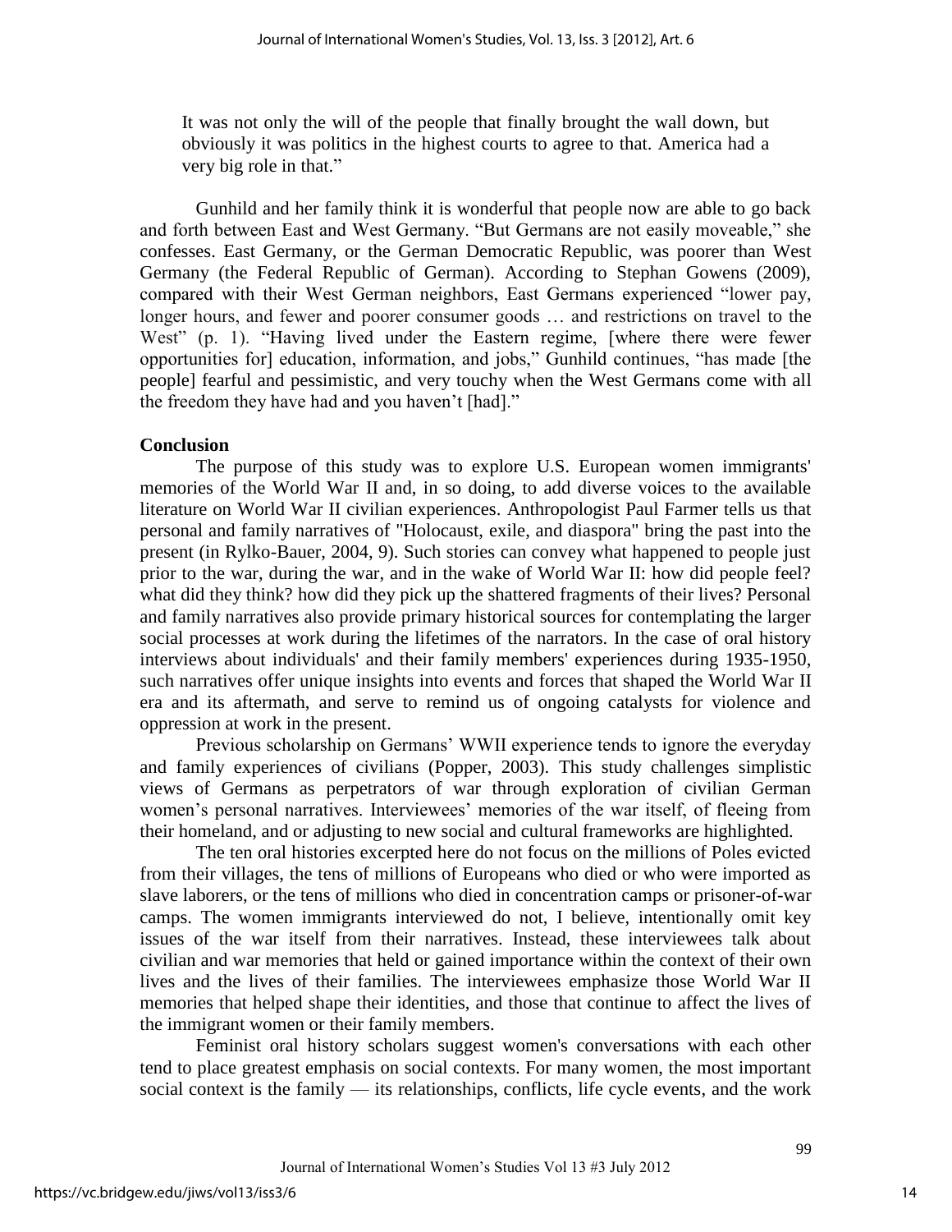It was not only the will of the people that finally brought the wall down, but obviously it was politics in the highest courts to agree to that. America had a very big role in that."

Gunhild and her family think it is wonderful that people now are able to go back and forth between East and West Germany. "But Germans are not easily moveable," she confesses. East Germany, or the German Democratic Republic, was poorer than West Germany (the Federal Republic of German). According to Stephan Gowens (2009), compared with their West German neighbors, East Germans experienced "lower pay, longer hours, and fewer and poorer consumer goods … and restrictions on travel to the West" (p. 1). "Having lived under the Eastern regime, [where there were fewer opportunities for] education, information, and jobs," Gunhild continues, "has made [the people] fearful and pessimistic, and very touchy when the West Germans come with all the freedom they have had and you haven't [had]."

## Conclusion

The purpose of this study was to explore U.S. European women immigrants' memories of the World War II and, in so doing, to add diverse voices to the available literature on World War II civilian experiences. Anthropologist Paul Farmer tells us that personal and family narratives of "Holocaust, exile, and diaspora" bring the past into the present (in Rylko-Bauer, 2004, 9). Such stories can convey what happened to people just prior to the war, during the war, and in the wake of World War II: how did people feel? what did they think? how did they pick up the shattered fragments of their lives? Personal and family narratives also provide primary historical sources for contemplating the larger social processes at work during the lifetimes of the narrators. In the case of oral history interviews about individuals' and their family members' experiences during 1935-1950, such narratives offer unique insights into events and forces that shaped the World War II era and its aftermath, and serve to remind us of ongoing catalysts for violence and oppression at work in the present.

Previous scholarship on Germans' WWII experience tends to ignore the everyday and family experiences of civilians (Popper, 2003). This study challenges simplistic views of Germans as perpetrators of war through exploration of civilian German women's personal narratives. Interviewees' memories of the war itself, of fleeing from their homeland, and or adjusting to new social and cultural frameworks are highlighted.

The ten oral histories excerpted here do not focus on the millions of Poles evicted from their villages, the tens of millions of Europeans who died or who were imported as slave laborers, or the tens of millions who died in concentration camps or prisoner-of-war camps. The women immigrants interviewed do not, I believe, intentionally omit key issues of the war itself from their narratives. Instead, these interviewees talk about civilian and war memories that held or gained importance within the context of their own lives and the lives of their families. The interviewees emphasize those World War II memories that helped shape their identities, and those that continue to affect the lives of the immigrant women or their family members.

Feminist oral history scholars suggest women's conversations with each other tend to place greatest emphasis on social contexts. For many women, the most important social context is the family — its relationships, conflicts, life cycle events, and the work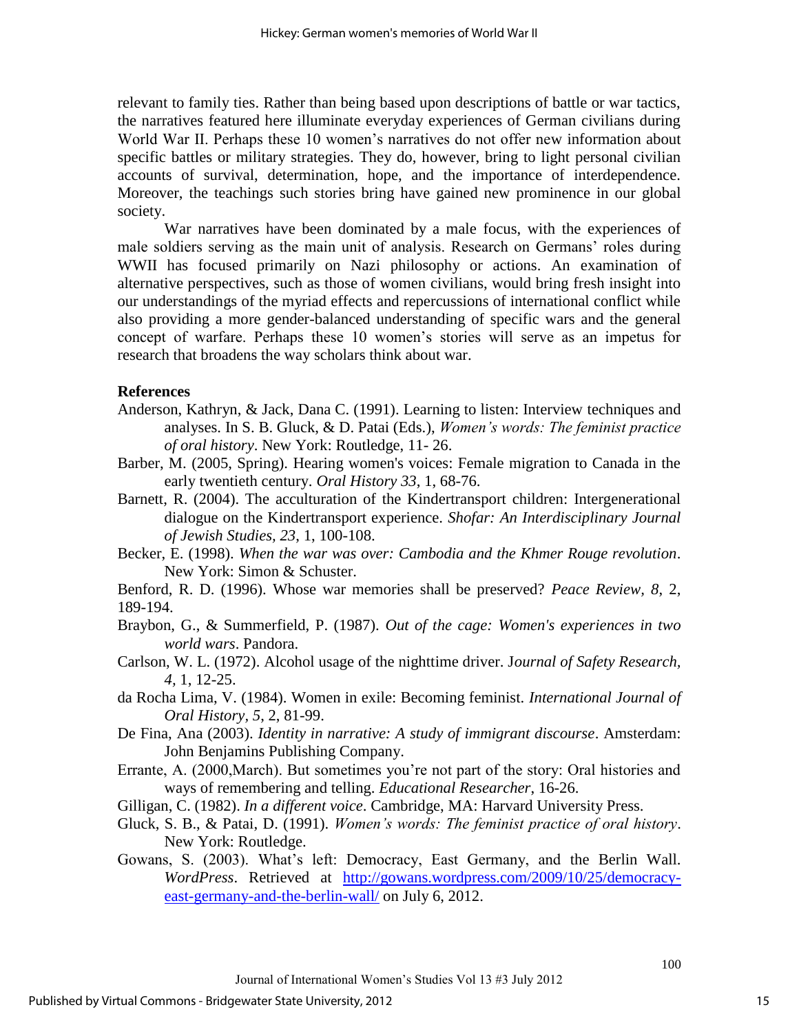relevant to family ties. Rather than being based upon descriptions of battle or war tactics, the narratives featured here illuminate everyday experiences of German civilians during World War II. Perhaps these 10 women's narratives do not offer new information about specific battles or military strategies. They do, however, bring to light personal civilian accounts of survival, determination, hope, and the importance of interdependence. Moreover, the teachings such stories bring have gained new prominence in our global society.

War narratives have been dominated by a male focus, with the experiences of male soldiers serving as the main unit of analysis. Research on Germans' roles during WWII has focused primarily on Nazi philosophy or actions. An examination of alternative perspectives, such as those of women civilians, would bring fresh insight into our understandings of the myriad effects and repercussions of international conflict while also providing a more gender-balanced understanding of specific wars and the general concept of warfare. Perhaps these 10 women's stories will serve as an impetus for research that broadens the way scholars think about war.

**References**

Anderson, Kathryn, & Jack, Dana C. (1991). Learning to listen: Interview techniques and analyses. In S. B. Gluck, & D. Patai (Eds.), *Women's words: The feminist practice of oral history*. New York: Routledge, 11- 26.

Barber, M. (2005, Spring). Hearing women's voices: Female migration to Canada in the early twentieth century. *Oral History 33*, 1, 68-76.

Barnett, R. (2004). The acculturation of the Kindertransport children: Intergenerational dialogue on the Kindertransport experience. *Shofar: An Interdisciplinary Journal of Jewish Studies, 23*, 1, 100-108.

Becker, E. (1998). *When the war was over: Cambodia and the Khmer Rouge revolution*. New York: Simon & Schuster.

Benford, R. D. (1996). Whose war memories shall be preserved? *Peace Review, 8*, 2, 189-194.

Braybon, G., & Summerfield, P. (1987). *Out of the cage: Women's experiences in two world wars*. Pandora.

Carlson, W. L. (1972). Alcohol usage of the nighttime driver. J*ournal of Safety Research, 4*, 1, 12-25.

da Rocha Lima, V. (1984). Women in exile: Becoming feminist. *International Journal of Oral History*, *5*, 2, 81-99.

De Fina, Ana (2003). *Identity in narrative: A study of immigrant discourse*. Amsterdam: John Benjamins Publishing Company.

Errante, A. (2000,March). But sometimes you're not part of the story: Oral histories and ways of remembering and telling. *Educational Researcher*, 16-26.

Gilligan, C. (1982). *In a different voice*. Cambridge, MA: Harvard University Press.

Gluck, S. B., & Patai, D. (1991). *Women's words: The feminist practice of oral history*. New York: Routledge.

Gowans, S. (2003). What's left: Democracy, East Germany, and the Berlin Wall. *WordPress*. Retrieved at http://gowans.wordpress.com/2009/10/25/democracy-east-germany-and-the-berlin-wall/ on July 6, 2012.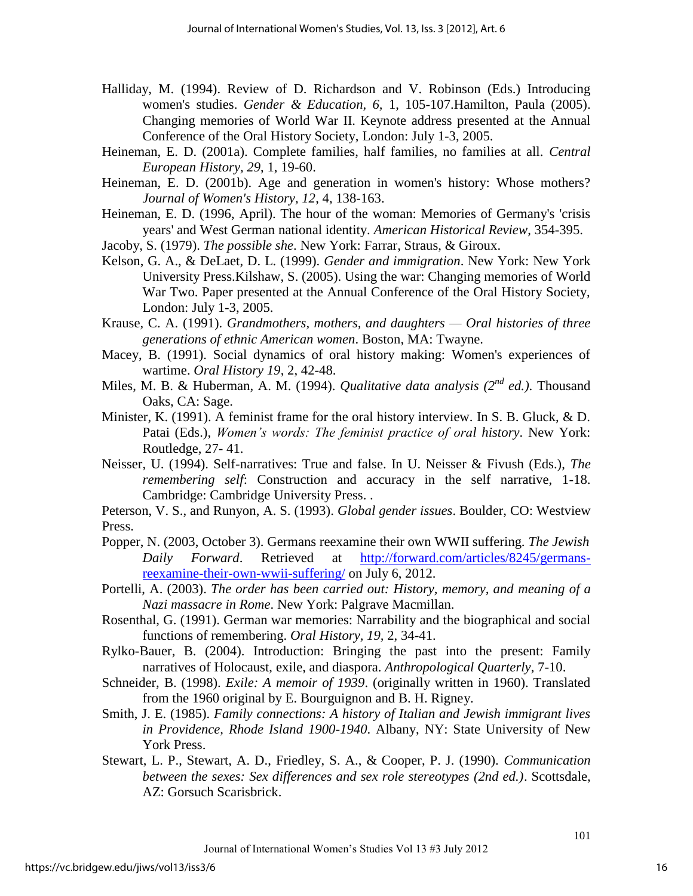Halliday, M. (1994). Review of D. Richardson and V. Robinson (Eds.) Introducing women's studies. *Gender & Education, 6,* 1, 105-107.Hamilton, Paula (2005). Changing memories of World War II. Keynote address presented at the Annual Conference of the Oral History Society, London: July 1-3, 2005.

Heineman, E. D. (2001a). Complete families, half families, no families at all. *Central European History, 29*, 1, 19-60.

Heineman, E. D. (2001b). Age and generation in women's history: Whose mothers? *Journal of Women's History, 12*, 4, 138-163.

Heineman, E. D. (1996, April). The hour of the woman: Memories of Germany's 'crisis years' and West German national identity. *American Historical Review*, 354-395.

Jacoby, S. (1979). *The possible she*. New York: Farrar, Straus, & Giroux.

Kelson, G. A., & DeLaet, D. L. (1999). *Gender and immigration*. New York: New York University Press.Kilshaw, S. (2005). Using the war: Changing memories of World War Two. Paper presented at the Annual Conference of the Oral History Society, London: July 1-3, 2005.

Krause, C. A. (1991). *Grandmothers, mothers, and daughters — Oral histories of three generations of ethnic American women*. Boston, MA: Twayne.

Macey, B. (1991). Social dynamics of oral history making: Women's experiences of wartime. *Oral History 19*, 2, 42-48.

Miles, M. B. & Huberman, A. M. (1994). *Qualitative data analysis (2nd ed.)*. Thousand Oaks, CA: Sage.

Minister, K. (1991). A feminist frame for the oral history interview. In S. B. Gluck, & D. Patai (Eds.), *Women's words: The feminist practice of oral history*. New York: Routledge, 27- 41.

Neisser, U. (1994). Self-narratives: True and false. In U. Neisser & Fivush (Eds.), *The remembering self*: Construction and accuracy in the self narrative, 1-18. Cambridge: Cambridge University Press. .

Peterson, V. S., and Runyon, A. S. (1993). *Global gender issues*. Boulder, CO: Westview Press.

Popper, N. (2003, October 3). Germans reexamine their own WWII suffering. *The Jewish Daily Forward*. Retrieved at http://forward.com/articles/8245/germans-reexamine-their-own-wwii-suffering/ on July 6, 2012.

Portelli, A. (2003). *The order has been carried out: History, memory, and meaning of a Nazi massacre in Rome*. New York: Palgrave Macmillan.

Rosenthal, G. (1991). German war memories: Narrability and the biographical and social functions of remembering. *Oral History*, *19*, 2, 34-41.

Rylko-Bauer, B. (2004). Introduction: Bringing the past into the present: Family narratives of Holocaust, exile, and diaspora. *Anthropological Quarterly*, 7-10.

Schneider, B. (1998). *Exile: A memoir of 1939*. (originally written in 1960). Translated from the 1960 original by E. Bourguignon and B. H. Rigney.

Smith, J. E. (1985). *Family connections: A history of Italian and Jewish immigrant lives in Providence, Rhode Island 1900-1940*. Albany, NY: State University of New York Press.

Stewart, L. P., Stewart, A. D., Friedley, S. A., & Cooper, P. J. (1990). *Communication between the sexes: Sex differences and sex role stereotypes (2nd ed.)*. Scottsdale, AZ: Gorsuch Scarisbrick.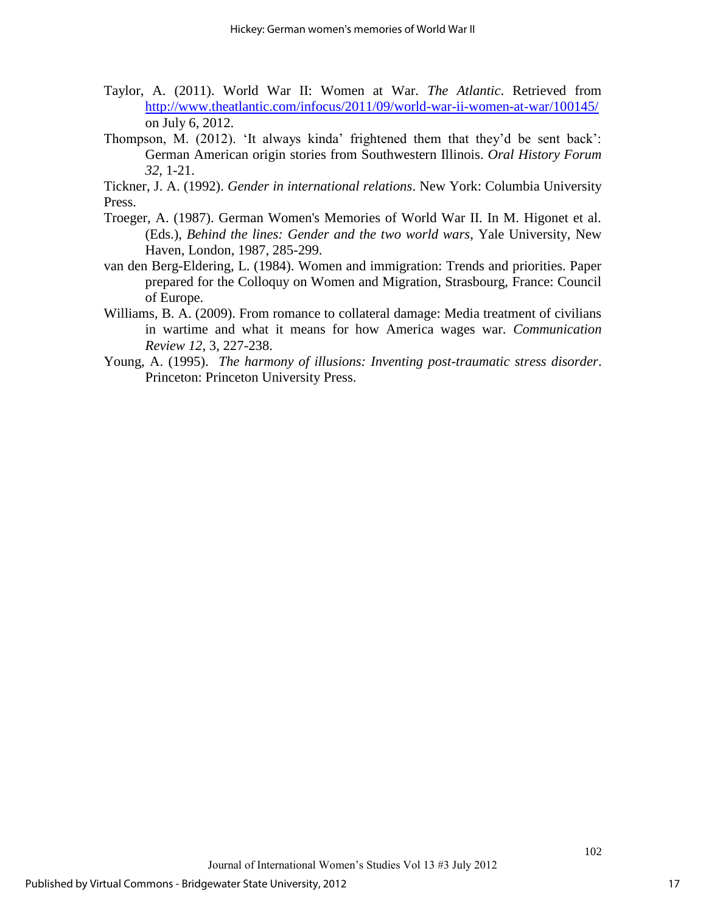Taylor, A. (2011). World War II: Women at War. *The Atlantic*. Retrieved from http://www.theatlantic.com/infocus/2011/09/world-war-ii-women-at-war/100145/ on July 6, 2012.

Thompson, M. (2012). 'It always kinda' frightened them that they'd be sent back': German American origin stories from Southwestern Illinois. *Oral History Forum 32*, 1-21.

Tickner, J. A. (1992). *Gender in international relations*. New York: Columbia University Press.

Troeger, A. (1987). German Women's Memories of World War II. In M. Higonet et al. (Eds.), *Behind the lines: Gender and the two world wars*, Yale University, New Haven, London, 1987, 285-299.

van den Berg-Eldering, L. (1984). Women and immigration: Trends and priorities. Paper prepared for the Colloquy on Women and Migration, Strasbourg, France: Council of Europe.

Williams, B. A. (2009). From romance to collateral damage: Media treatment of civilians in wartime and what it means for how America wages war. *Communication Review 12*, 3, 227-238.

Young, A. (1995). *The harmony of illusions: Inventing post-traumatic stress disorder*. Princeton: Princeton University Press.